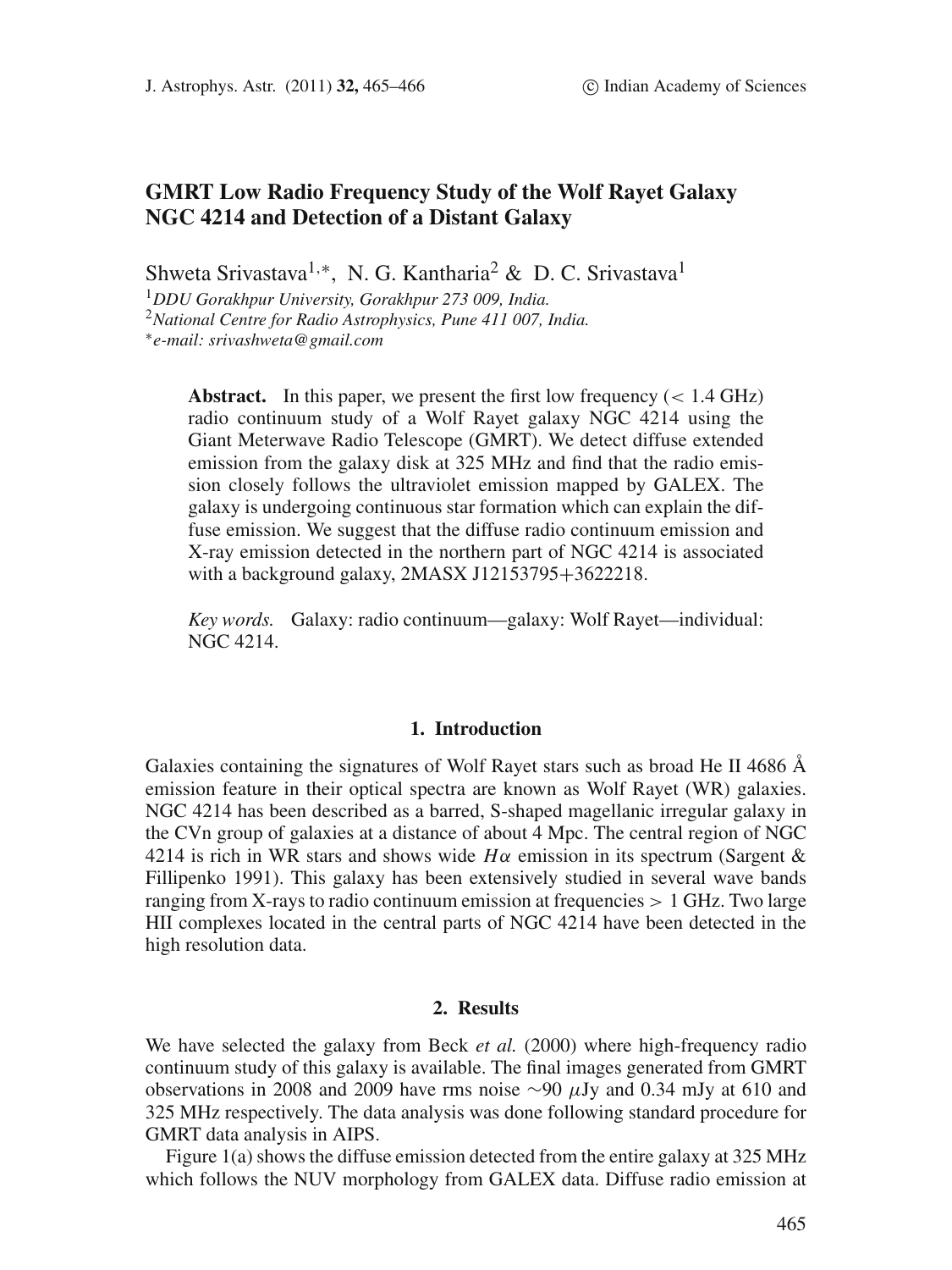# GMRT Low Radio Frequency Study of the Wolf Rayet Galaxy NGC 4214 and Detection of a Distant Galaxy

Shweta Srivastava[1,*], N. G. Kantharia[2] & D. C. Srivastava[1]

[1] *DDU Gorakhpur University, Gorakhpur 273 009, India.*
[2] *National Centre for Radio Astrophysics, Pune 411 007, India.*
[*] *e-mail: srivashweta@gmail.com*

**Abstract.** In this paper, we present the first low frequency (< 1.4 GHz) radio continuum study of a Wolf Rayet galaxy NGC 4214 using the Giant Meterwave Radio Telescope (GMRT). We detect diffuse extended emission from the galaxy disk at 325 MHz and find that the radio emission closely follows the ultraviolet emission mapped by GALEX. The galaxy is undergoing continuous star formation which can explain the diffuse emission. We suggest that the diffuse radio continuum emission and X-ray emission detected in the northern part of NGC 4214 is associated with a background galaxy, 2MASX J12153795+3622218.

*Key words.* Galaxy: radio continuum—galaxy: Wolf Rayet—individual: NGC 4214.

## 1. Introduction

Galaxies containing the signatures of Wolf Rayet stars such as broad He II 4686 Å emission feature in their optical spectra are known as Wolf Rayet (WR) galaxies. NGC 4214 has been described as a barred, S-shaped magellanic irregular galaxy in the CVn group of galaxies at a distance of about 4 Mpc. The central region of NGC 4214 is rich in WR stars and shows wide $H\alpha$ emission in its spectrum (Sargent & Fillipenko 1991). This galaxy has been extensively studied in several wave bands ranging from X-rays to radio continuum emission at frequencies > 1 GHz. Two large HII complexes located in the central parts of NGC 4214 have been detected in the high resolution data.

## 2. Results

We have selected the galaxy from Beck *et al.* (2000) where high-frequency radio continuum study of this galaxy is available. The final images generated from GMRT observations in 2008 and 2009 have rms noise $\sim$90 $\mu$Jy and 0.34 mJy at 610 and 325 MHz respectively. The data analysis was done following standard procedure for GMRT data analysis in AIPS.

Figure 1(a) shows the diffuse emission detected from the entire galaxy at 325 MHz which follows the NUV morphology from GALEX data. Diffuse radio emission at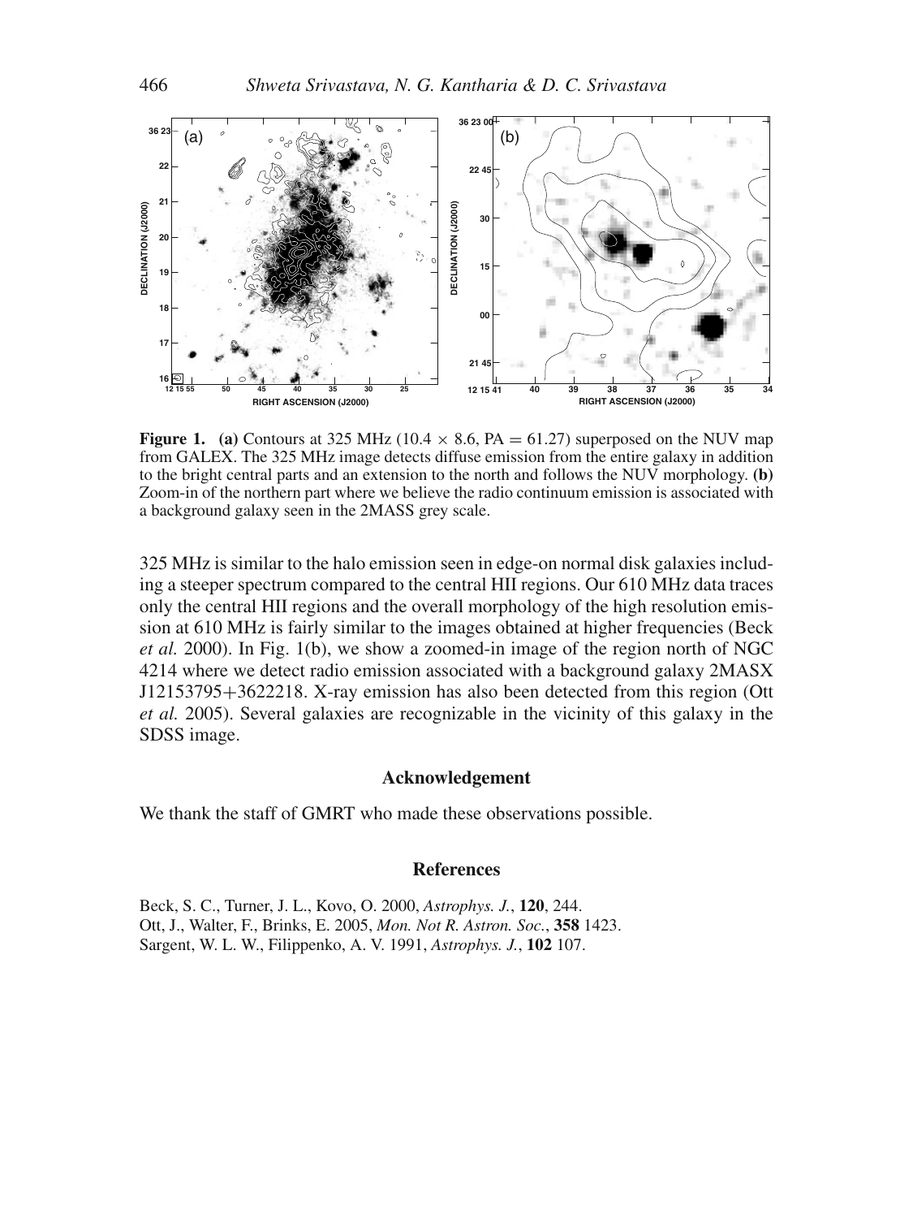(a)

36 23
22
21
20
19
18
17
16

DECLINATION (J2000)

12 15 55 50 45 40 35 30 25

RIGHT ASCENSION (J2000)

(b)

36 23 00
22 45
30
15
00
21 45

DECLINATION (J2000)

12 15 41 40 39 38 37 36 35 34

RIGHT ASCENSION (J2000)

**Figure 1.** **(a)** Contours at 325 MHz ($10.4 \times 8.6$, PA $= 61.27$) superposed on the NUV map from GALEX. The 325 MHz image detects diffuse emission from the entire galaxy in addition to the bright central parts and an extension to the north and follows the NUV morphology. **(b)** Zoom-in of the northern part where we believe the radio continuum emission is associated with a background galaxy seen in the 2MASS grey scale.

325 MHz is similar to the halo emission seen in edge-on normal disk galaxies including a steeper spectrum compared to the central HII regions. Our 610 MHz data traces only the central HII regions and the overall morphology of the high resolution emission at 610 MHz is fairly similar to the images obtained at higher frequencies (Beck *et al.* 2000). In Fig. 1(b), we show a zoomed-in image of the region north of NGC 4214 where we detect radio emission associated with a background galaxy 2MASX J12153795+3622218. X-ray emission has also been detected from this region (Ott *et al.* 2005). Several galaxies are recognizable in the vicinity of this galaxy in the SDSS image.

## Acknowledgement

We thank the staff of GMRT who made these observations possible.

## References

Beck, S. C., Turner, J. L., Kovo, O. 2000, *Astrophys. J.*, **120**, 244.

Ott, J., Walter, F., Brinks, E. 2005, *Mon. Not R. Astron. Soc.*, **358** 1423.

Sargent, W. L. W., Filippenko, A. V. 1991, *Astrophys. J.*, **102** 107.